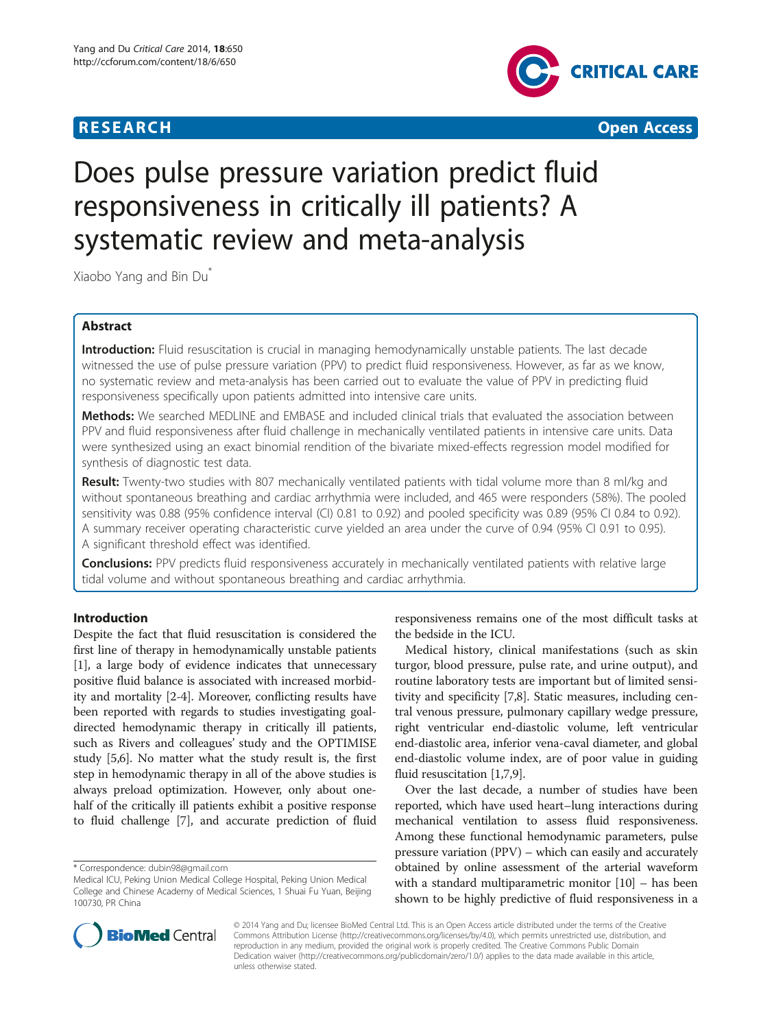**RESEARCH** **Open Access**

# Does pulse pressure variation predict fluid responsiveness in critically ill patients? A systematic review and meta-analysis

Xiaobo Yang and Bin Du*

## Abstract

**Introduction:** Fluid resuscitation is crucial in managing hemodynamically unstable patients. The last decade witnessed the use of pulse pressure variation (PPV) to predict fluid responsiveness. However, as far as we know, no systematic review and meta-analysis has been carried out to evaluate the value of PPV in predicting fluid responsiveness specifically upon patients admitted into intensive care units.

**Methods:** We searched MEDLINE and EMBASE and included clinical trials that evaluated the association between PPV and fluid responsiveness after fluid challenge in mechanically ventilated patients in intensive care units. Data were synthesized using an exact binomial rendition of the bivariate mixed-effects regression model modified for synthesis of diagnostic test data.

**Result:** Twenty-two studies with 807 mechanically ventilated patients with tidal volume more than 8 ml/kg and without spontaneous breathing and cardiac arrhythmia were included, and 465 were responders (58%). The pooled sensitivity was 0.88 (95% confidence interval (CI) 0.81 to 0.92) and pooled specificity was 0.89 (95% CI 0.84 to 0.92). A summary receiver operating characteristic curve yielded an area under the curve of 0.94 (95% CI 0.91 to 0.95). A significant threshold effect was identified.

**Conclusions:** PPV predicts fluid responsiveness accurately in mechanically ventilated patients with relative large tidal volume and without spontaneous breathing and cardiac arrhythmia.

## Introduction

Despite the fact that fluid resuscitation is considered the first line of therapy in hemodynamically unstable patients [1], a large body of evidence indicates that unnecessary positive fluid balance is associated with increased morbidity and mortality [2-4]. Moreover, conflicting results have been reported with regards to studies investigating goal-directed hemodynamic therapy in critically ill patients, such as Rivers and colleagues' study and the OPTIMISE study [5,6]. No matter what the study result is, the first step in hemodynamic therapy in all of the above studies is always preload optimization. However, only about one-half of the critically ill patients exhibit a positive response to fluid challenge [7], and accurate prediction of fluid responsiveness remains one of the most difficult tasks at the bedside in the ICU.

Medical history, clinical manifestations (such as skin turgor, blood pressure, pulse rate, and urine output), and routine laboratory tests are important but of limited sensitivity and specificity [7,8]. Static measures, including central venous pressure, pulmonary capillary wedge pressure, right ventricular end-diastolic volume, left ventricular end-diastolic area, inferior vena-caval diameter, and global end-diastolic volume index, are of poor value in guiding fluid resuscitation [1,7,9].

Over the last decade, a number of studies have been reported, which have used heart–lung interactions during mechanical ventilation to assess fluid responsiveness. Among these functional hemodynamic parameters, pulse pressure variation (PPV) – which can easily and accurately obtained by online assessment of the arterial waveform with a standard multiparametric monitor [10] – has been shown to be highly predictive of fluid responsiveness in a

\* Correspondence: dubin98@gmail.com
Medical ICU, Peking Union Medical College Hospital, Peking Union Medical College and Chinese Academy of Medical Sciences, 1 Shuai Fu Yuan, Beijing 100730, PR China

© 2014 Yang and Du; licensee BioMed Central Ltd. This is an Open Access article distributed under the terms of the Creative Commons Attribution License (http://creativecommons.org/licenses/by/4.0), which permits unrestricted use, distribution, and reproduction in any medium, provided the original work is properly credited. The Creative Commons Public Domain Dedication waiver (http://creativecommons.org/publicdomain/zero/1.0/) applies to the data made available in this article, unless otherwise stated.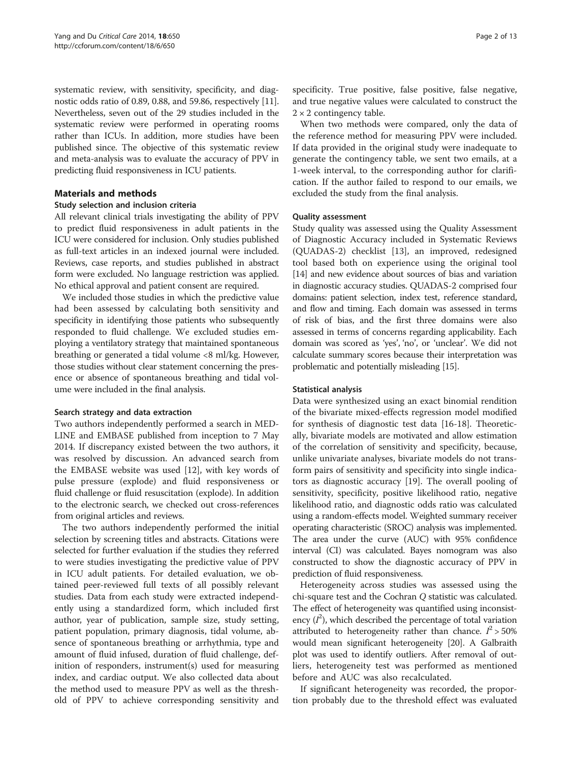systematic review, with sensitivity, specificity, and diagnostic odds ratio of 0.89, 0.88, and 59.86, respectively [11]. Nevertheless, seven out of the 29 studies included in the systematic review were performed in operating rooms rather than ICUs. In addition, more studies have been published since. The objective of this systematic review and meta-analysis was to evaluate the accuracy of PPV in predicting fluid responsiveness in ICU patients.

## Materials and methods

### Study selection and inclusion criteria

All relevant clinical trials investigating the ability of PPV to predict fluid responsiveness in adult patients in the ICU were considered for inclusion. Only studies published as full-text articles in an indexed journal were included. Reviews, case reports, and studies published in abstract form were excluded. No language restriction was applied. No ethical approval and patient consent are required.

We included those studies in which the predictive value had been assessed by calculating both sensitivity and specificity in identifying those patients who subsequently responded to fluid challenge. We excluded studies employing a ventilatory strategy that maintained spontaneous breathing or generated a tidal volume <8 ml/kg. However, those studies without clear statement concerning the presence or absence of spontaneous breathing and tidal volume were included in the final analysis.

### Search strategy and data extraction

Two authors independently performed a search in MEDLINE and EMBASE published from inception to 7 May 2014. If discrepancy existed between the two authors, it was resolved by discussion. An advanced search from the EMBASE website was used [12], with key words of pulse pressure (explode) and fluid responsiveness or fluid challenge or fluid resuscitation (explode). In addition to the electronic search, we checked out cross-references from original articles and reviews.

The two authors independently performed the initial selection by screening titles and abstracts. Citations were selected for further evaluation if the studies they referred to were studies investigating the predictive value of PPV in ICU adult patients. For detailed evaluation, we obtained peer-reviewed full texts of all possibly relevant studies. Data from each study were extracted independently using a standardized form, which included first author, year of publication, sample size, study setting, patient population, primary diagnosis, tidal volume, absence of spontaneous breathing or arrhythmia, type and amount of fluid infused, duration of fluid challenge, definition of responders, instrument(s) used for measuring index, and cardiac output. We also collected data about the method used to measure PPV as well as the threshold of PPV to achieve corresponding sensitivity and specificity. True positive, false positive, false negative, and true negative values were calculated to construct the 2 × 2 contingency table.

When two methods were compared, only the data of the reference method for measuring PPV were included. If data provided in the original study were inadequate to generate the contingency table, we sent two emails, at a 1-week interval, to the corresponding author for clarification. If the author failed to respond to our emails, we excluded the study from the final analysis.

### Quality assessment

Study quality was assessed using the Quality Assessment of Diagnostic Accuracy included in Systematic Reviews (QUADAS-2) checklist [13], an improved, redesigned tool based both on experience using the original tool [14] and new evidence about sources of bias and variation in diagnostic accuracy studies. QUADAS-2 comprised four domains: patient selection, index test, reference standard, and flow and timing. Each domain was assessed in terms of risk of bias, and the first three domains were also assessed in terms of concerns regarding applicability. Each domain was scored as 'yes', 'no', or 'unclear'. We did not calculate summary scores because their interpretation was problematic and potentially misleading [15].

### Statistical analysis

Data were synthesized using an exact binomial rendition of the bivariate mixed-effects regression model modified for synthesis of diagnostic test data [16-18]. Theoretically, bivariate models are motivated and allow estimation of the correlation of sensitivity and specificity, because, unlike univariate analyses, bivariate models do not transform pairs of sensitivity and specificity into single indicators as diagnostic accuracy [19]. The overall pooling of sensitivity, specificity, positive likelihood ratio, negative likelihood ratio, and diagnostic odds ratio was calculated using a random-effects model. Weighted summary receiver operating characteristic (SROC) analysis was implemented. The area under the curve (AUC) with 95% confidence interval (CI) was calculated. Bayes nomogram was also constructed to show the diagnostic accuracy of PPV in prediction of fluid responsiveness.

Heterogeneity across studies was assessed using the chi-square test and the Cochran $Q$ statistic was calculated. The effect of heterogeneity was quantified using inconsistency ($I^2$), which described the percentage of total variation attributed to heterogeneity rather than chance. $I^2 > 50\%$ would mean significant heterogeneity [20]. A Galbraith plot was used to identify outliers. After removal of outliers, heterogeneity test was performed as mentioned before and AUC was also recalculated.

If significant heterogeneity was recorded, the proportion probably due to the threshold effect was evaluated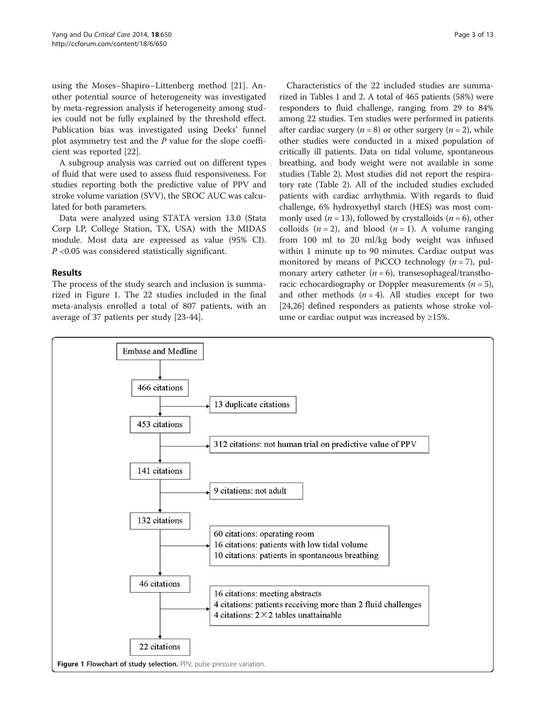using the Moses–Shapiro–Littenberg method [21]. Another potential source of heterogeneity was investigated by meta-regression analysis if heterogeneity among studies could not be fully explained by the threshold effect. Publication bias was investigated using Deeks' funnel plot asymmetry test and the $P$ value for the slope coefficient was reported [22].

A subgroup analysis was carried out on different types of fluid that were used to assess fluid responsiveness. For studies reporting both the predictive value of PPV and stroke volume variation (SVV), the SROC AUC was calculated for both parameters.

Data were analyzed using STATA version 13.0 (Stata Corp LP, College Station, TX, USA) with the MIDAS module. Most data are expressed as value (95% CI). $P < 0.05$ was considered statistically significant.

## Results

The process of the study search and inclusion is summarized in Figure 1. The 22 studies included in the final meta-analysis enrolled a total of 807 patients, with an average of 37 patients per study [23-44].

Characteristics of the 22 included studies are summarized in Tables 1 and 2. A total of 465 patients (58%) were responders to fluid challenge, ranging from 29 to 84% among 22 studies. Ten studies were performed in patients after cardiac surgery ($n = 8$) or other surgery ($n = 2$), while other studies were conducted in a mixed population of critically ill patients. Data on tidal volume, spontaneous breathing, and body weight were not available in some studies (Table 2). Most studies did not report the respiratory rate (Table 2). All of the included studies excluded patients with cardiac arrhythmia. With regards to fluid challenge, 6% hydroxyethyl starch (HES) was most commonly used ($n = 13$), followed by crystalloids ($n = 6$), other colloids ($n = 2$), and blood ($n = 1$). A volume ranging from 100 ml to 20 ml/kg body weight was infused within 1 minute up to 90 minutes. Cardiac output was monitored by means of PiCCO technology ($n = 7$), pulmonary artery catheter ($n = 6$), transesophageal/transthoracic echocardiography or Doppler measurements ($n = 5$), and other methods ($n = 4$). All studies except for two [24,26] defined responders as patients whose stroke volume or cardiac output was increased by ≥15%.

Embase and Medline
→ 466 citations
  → 13 duplicate citations
→ 453 citations
  → 312 citations: not human trial on predictive value of PPV
→ 141 citations
  → 9 citations: not adult
→ 132 citations
  → 60 citations: operating room
  → 16 citations: patients with low tidal volume
  → 10 citations: patients in spontaneous breathing
→ 46 citations
  → 16 citations: meeting abstracts
  → 4 citations: patients receiving more than 2 fluid challenges
  → 4 citations: 2×2 tables unattainable
→ 22 citations

**Figure 1 Flowchart of study selection.** PPV, pulse pressure variation.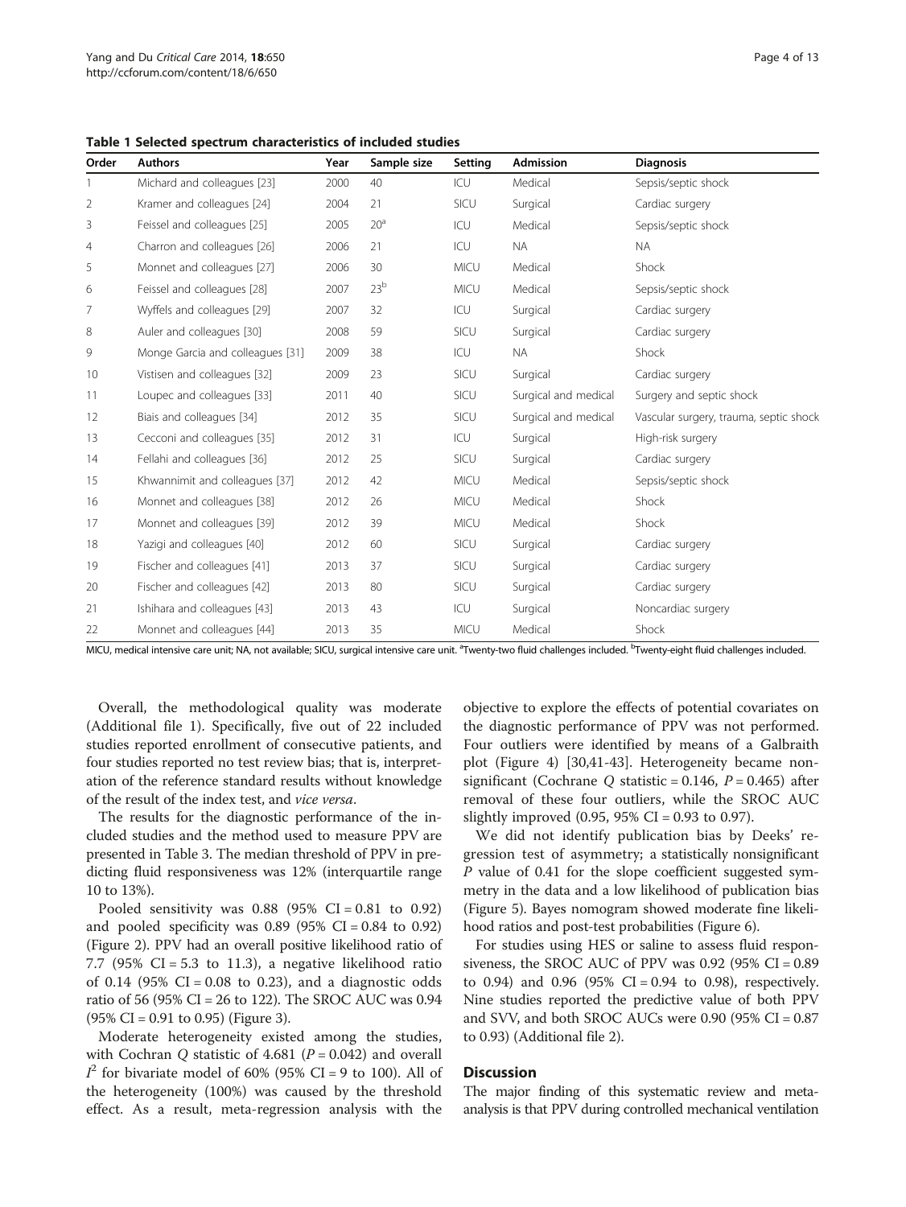**Table 1 Selected spectrum characteristics of included studies**

| Order | Authors | Year | Sample size | Setting | Admission | Diagnosis |
|---|---|---|---|---|---|---|
| 1 | Michard and colleagues [23] | 2000 | 40 | ICU | Medical | Sepsis/septic shock |
| 2 | Kramer and colleagues [24] | 2004 | 21 | SICU | Surgical | Cardiac surgery |
| 3 | Feissel and colleagues [25] | 2005 | 20[a] | ICU | Medical | Sepsis/septic shock |
| 4 | Charron and colleagues [26] | 2006 | 21 | ICU | NA | NA |
| 5 | Monnet and colleagues [27] | 2006 | 30 | MICU | Medical | Shock |
| 6 | Feissel and colleagues [28] | 2007 | 23[b] | MICU | Medical | Sepsis/septic shock |
| 7 | Wyffels and colleagues [29] | 2007 | 32 | ICU | Surgical | Cardiac surgery |
| 8 | Auler and colleagues [30] | 2008 | 59 | SICU | Surgical | Cardiac surgery |
| 9 | Monge Garcia and colleagues [31] | 2009 | 38 | ICU | NA | Shock |
| 10 | Vistisen and colleagues [32] | 2009 | 23 | SICU | Surgical | Cardiac surgery |
| 11 | Loupec and colleagues [33] | 2011 | 40 | SICU | Surgical and medical | Surgery and septic shock |
| 12 | Biais and colleagues [34] | 2012 | 35 | SICU | Surgical and medical | Vascular surgery, trauma, septic shock |
| 13 | Cecconi and colleagues [35] | 2012 | 31 | ICU | Surgical | High-risk surgery |
| 14 | Fellahi and colleagues [36] | 2012 | 25 | SICU | Surgical | Cardiac surgery |
| 15 | Khwannimit and colleagues [37] | 2012 | 42 | MICU | Medical | Sepsis/septic shock |
| 16 | Monnet and colleagues [38] | 2012 | 26 | MICU | Medical | Shock |
| 17 | Monnet and colleagues [39] | 2012 | 39 | MICU | Medical | Shock |
| 18 | Yazigi and colleagues [40] | 2012 | 60 | SICU | Surgical | Cardiac surgery |
| 19 | Fischer and colleagues [41] | 2013 | 37 | SICU | Surgical | Cardiac surgery |
| 20 | Fischer and colleagues [42] | 2013 | 80 | SICU | Surgical | Cardiac surgery |
| 21 | Ishihara and colleagues [43] | 2013 | 43 | ICU | Surgical | Noncardiac surgery |
| 22 | Monnet and colleagues [44] | 2013 | 35 | MICU | Medical | Shock |

MICU, medical intensive care unit; NA, not available; SICU, surgical intensive care unit. [a]Twenty-two fluid challenges included. [b]Twenty-eight fluid challenges included.

Overall, the methodological quality was moderate (Additional file 1). Specifically, five out of 22 included studies reported enrollment of consecutive patients, and four studies reported no test review bias; that is, interpretation of the reference standard results without knowledge of the result of the index test, and *vice versa*.

The results for the diagnostic performance of the included studies and the method used to measure PPV are presented in Table 3. The median threshold of PPV in predicting fluid responsiveness was 12% (interquartile range 10 to 13%).

Pooled sensitivity was 0.88 (95% CI = 0.81 to 0.92) and pooled specificity was 0.89 (95% CI = 0.84 to 0.92) (Figure 2). PPV had an overall positive likelihood ratio of 7.7 (95% CI = 5.3 to 11.3), a negative likelihood ratio of 0.14 (95% CI = 0.08 to 0.23), and a diagnostic odds ratio of 56 (95% CI = 26 to 122). The SROC AUC was 0.94 (95% CI = 0.91 to 0.95) (Figure 3).

Moderate heterogeneity existed among the studies, with Cochran $Q$ statistic of 4.681 ($P = 0.042$) and overall $I^2$ for bivariate model of 60% (95% CI = 9 to 100). All of the heterogeneity (100%) was caused by the threshold effect. As a result, meta-regression analysis with the objective to explore the effects of potential covariates on the diagnostic performance of PPV was not performed. Four outliers were identified by means of a Galbraith plot (Figure 4) [30,41-43]. Heterogeneity became nonsignificant (Cochrane $Q$ statistic = 0.146, $P = 0.465$) after removal of these four outliers, while the SROC AUC slightly improved (0.95, 95% CI = 0.93 to 0.97).

We did not identify publication bias by Deeks' regression test of asymmetry; a statistically nonsignificant $P$ value of 0.41 for the slope coefficient suggested symmetry in the data and a low likelihood of publication bias (Figure 5). Bayes nomogram showed moderate fine likelihood ratios and post-test probabilities (Figure 6).

For studies using HES or saline to assess fluid responsiveness, the SROC AUC of PPV was 0.92 (95% CI = 0.89 to 0.94) and 0.96 (95% CI = 0.94 to 0.98), respectively. Nine studies reported the predictive value of both PPV and SVV, and both SROC AUCs were 0.90 (95% CI = 0.87 to 0.93) (Additional file 2).

## Discussion

The major finding of this systematic review and meta-analysis is that PPV during controlled mechanical ventilation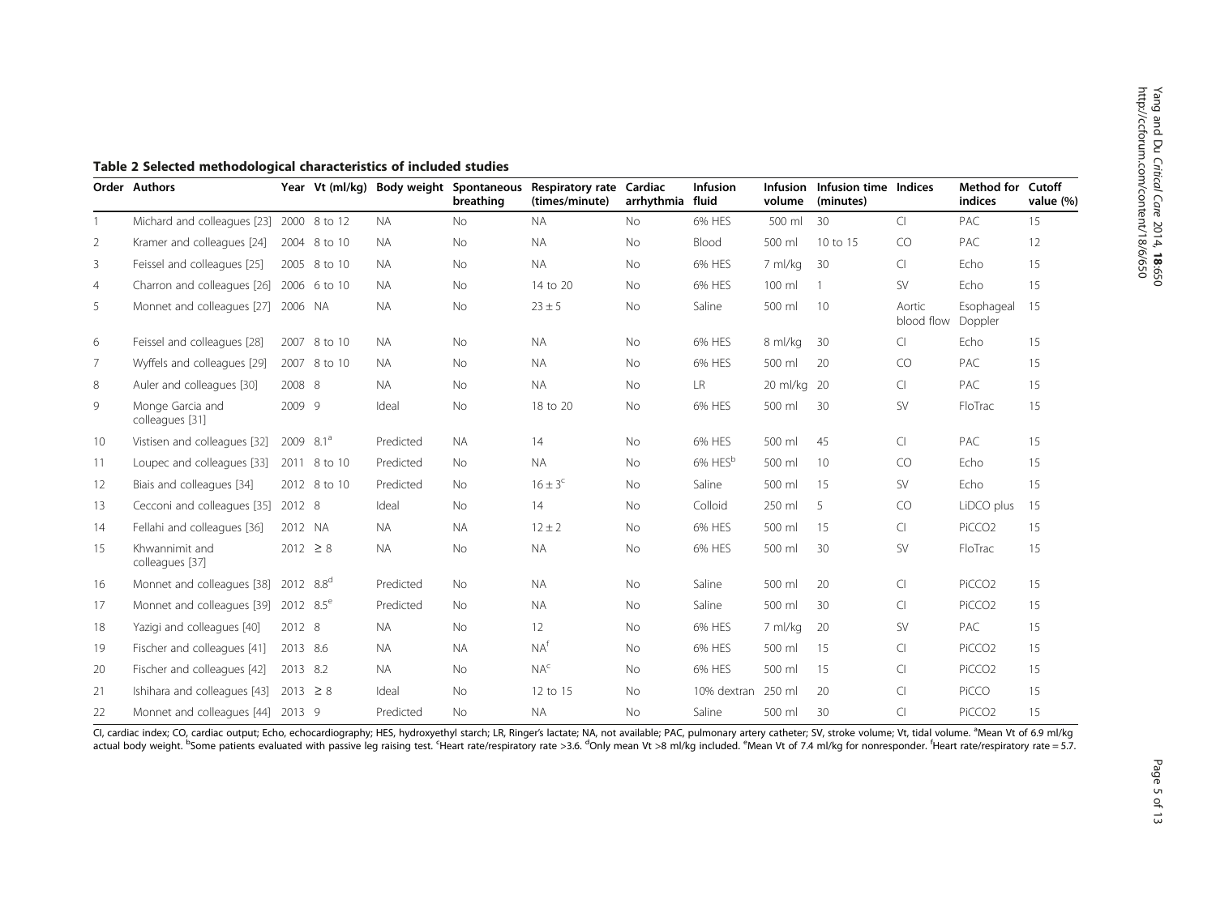**Table 2 Selected methodological characteristics of included studies**

| Order | Authors | Year | Vt (ml/kg) | Body weight | Spontaneous breathing | Respiratory rate (times/minute) | Cardiac arrhythmia | Infusion fluid | Infusion volume | Infusion time (minutes) | Indices | Method for indices | Cutoff value (%) |
|---|---|---|---|---|---|---|---|---|---|---|---|---|---|
| 1 | Michard and colleagues [23] | 2000 | 8 to 12 | NA | No | NA | No | 6% HES | 500 ml | 30 | CI | PAC | 15 |
| 2 | Kramer and colleagues [24] | 2004 | 8 to 10 | NA | No | NA | No | Blood | 500 ml | 10 to 15 | CO | PAC | 12 |
| 3 | Feissel and colleagues [25] | 2005 | 8 to 10 | NA | No | NA | No | 6% HES | 7 ml/kg | 30 | CI | Echo | 15 |
| 4 | Charron and colleagues [26] | 2006 | 6 to 10 | NA | No | 14 to 20 | No | 6% HES | 100 ml | 1 | SV | Echo | 15 |
| 5 | Monnet and colleagues [27] | 2006 | NA | NA | No | 23 ± 5 | No | Saline | 500 ml | 10 | Aortic blood flow | Esophageal Doppler | 15 |
| 6 | Feissel and colleagues [28] | 2007 | 8 to 10 | NA | No | NA | No | 6% HES | 8 ml/kg | 30 | CI | Echo | 15 |
| 7 | Wyffels and colleagues [29] | 2007 | 8 to 10 | NA | No | NA | No | 6% HES | 500 ml | 20 | CO | PAC | 15 |
| 8 | Auler and colleagues [30] | 2008 | 8 | NA | No | NA | No | LR | 20 ml/kg | 20 | CI | PAC | 15 |
| 9 | Monge Garcia and colleagues [31] | 2009 | 9 | Ideal | No | 18 to 20 | No | 6% HES | 500 ml | 30 | SV | FloTrac | 15 |
| 10 | Vistisen and colleagues [32] | 2009 | 8.1[a] | Predicted | NA | 14 | No | 6% HES | 500 ml | 45 | CI | PAC | 15 |
| 11 | Loupec and colleagues [33] | 2011 | 8 to 10 | Predicted | No | NA | No | 6% HES[b] | 500 ml | 10 | CO | Echo | 15 |
| 12 | Biais and colleagues [34] | 2012 | 8 to 10 | Predicted | No | 16 ± 3[c] | No | Saline | 500 ml | 15 | SV | Echo | 15 |
| 13 | Cecconi and colleagues [35] | 2012 | 8 | Ideal | No | 14 | No | Colloid | 250 ml | 5 | CO | LiDCO plus | 15 |
| 14 | Fellahi and colleagues [36] | 2012 | NA | NA | NA | 12 ± 2 | No | 6% HES | 500 ml | 15 | CI | PiCCO2 | 15 |
| 15 | Khwannimit and colleagues [37] | 2012 | ≥ 8 | NA | No | NA | No | 6% HES | 500 ml | 30 | SV | FloTrac | 15 |
| 16 | Monnet and colleagues [38] | 2012 | 8.8[d] | Predicted | No | NA | No | Saline | 500 ml | 20 | CI | PiCCO2 | 15 |
| 17 | Monnet and colleagues [39] | 2012 | 8.5[e] | Predicted | No | NA | No | Saline | 500 ml | 30 | CI | PiCCO2 | 15 |
| 18 | Yazigi and colleagues [40] | 2012 | 8 | NA | No | 12 | No | 6% HES | 7 ml/kg | 20 | SV | PAC | 15 |
| 19 | Fischer and colleagues [41] | 2013 | 8.6 | NA | NA | NA[f] | No | 6% HES | 500 ml | 15 | CI | PiCCO2 | 15 |
| 20 | Fischer and colleagues [42] | 2013 | 8.2 | NA | No | NA[c] | No | 6% HES | 500 ml | 15 | CI | PiCCO2 | 15 |
| 21 | Ishihara and colleagues [43] | 2013 | ≥ 8 | Ideal | No | 12 to 15 | No | 10% dextran | 250 ml | 20 | CI | PiCCO | 15 |
| 22 | Monnet and colleagues [44] | 2013 | 9 | Predicted | No | NA | No | Saline | 500 ml | 30 | CI | PiCCO2 | 15 |

CI, cardiac index; CO, cardiac output; Echo, echocardiography; HES, hydroxyethyl starch; LR, Ringer's lactate; NA, not available; PAC, pulmonary artery catheter; SV, stroke volume; Vt, tidal volume. [a]Mean Vt of 6.9 ml/kg actual body weight. [b]Some patients evaluated with passive leg raising test. [c]Heart rate/respiratory rate >3.6. [d]Only mean Vt >8 ml/kg included. [e]Mean Vt of 7.4 ml/kg for nonresponder. [f]Heart rate/respiratory rate = 5.7.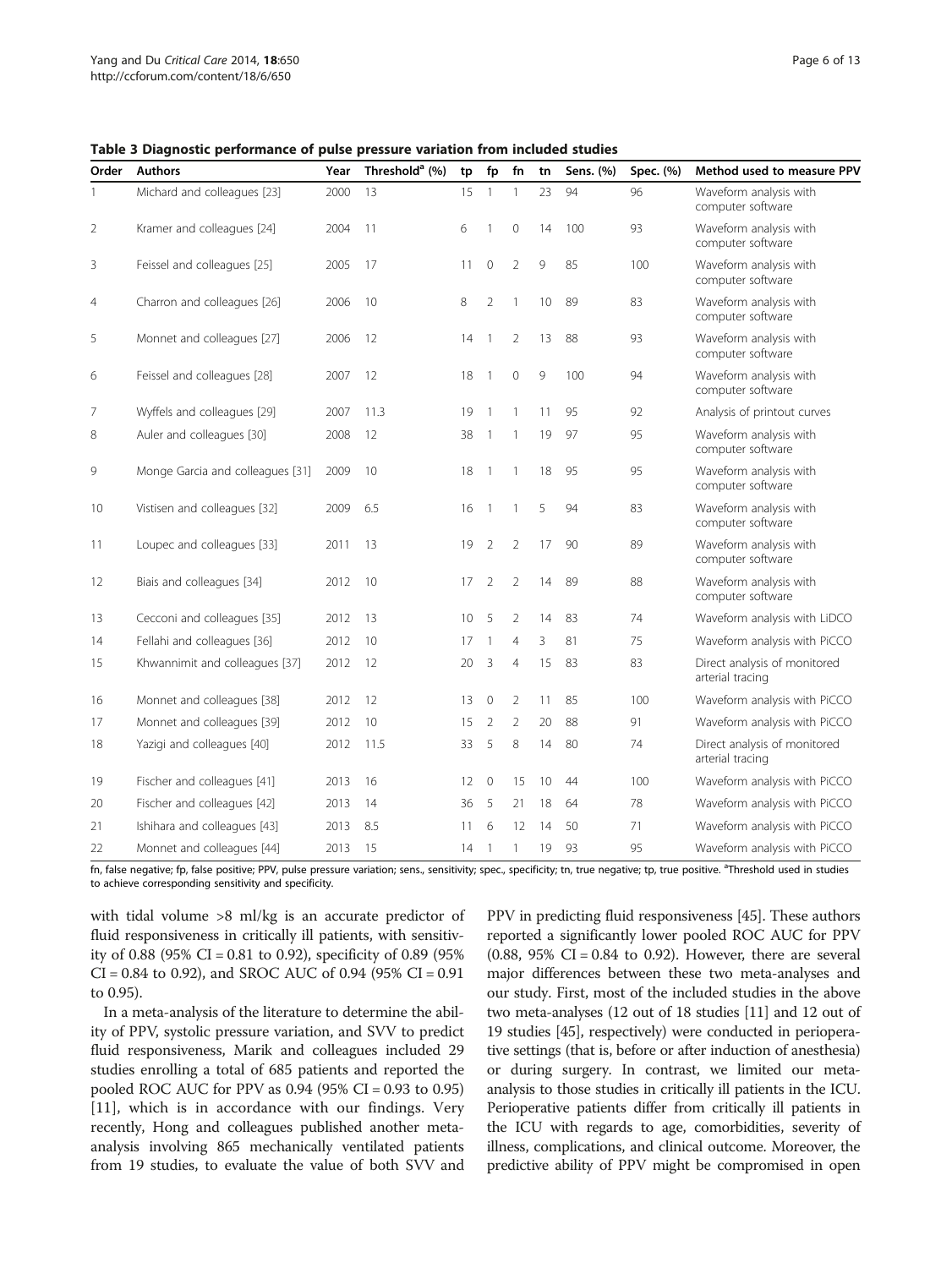**Table 3 Diagnostic performance of pulse pressure variation from included studies**

| Order | Authors | Year | Threshold[a] (%) | tp | fp | fn | tn | Sens. (%) | Spec. (%) | Method used to measure PPV |
|---|---|---|---|---|---|---|---|---|---|---|
| 1 | Michard and colleagues [23] | 2000 | 13 | 15 | 1 | 1 | 23 | 94 | 96 | Waveform analysis with computer software |
| 2 | Kramer and colleagues [24] | 2004 | 11 | 6 | 1 | 0 | 14 | 100 | 93 | Waveform analysis with computer software |
| 3 | Feissel and colleagues [25] | 2005 | 17 | 11 | 0 | 2 | 9 | 85 | 100 | Waveform analysis with computer software |
| 4 | Charron and colleagues [26] | 2006 | 10 | 8 | 2 | 1 | 10 | 89 | 83 | Waveform analysis with computer software |
| 5 | Monnet and colleagues [27] | 2006 | 12 | 14 | 1 | 2 | 13 | 88 | 93 | Waveform analysis with computer software |
| 6 | Feissel and colleagues [28] | 2007 | 12 | 18 | 1 | 0 | 9 | 100 | 94 | Waveform analysis with computer software |
| 7 | Wyffels and colleagues [29] | 2007 | 11.3 | 19 | 1 | 1 | 11 | 95 | 92 | Analysis of printout curves |
| 8 | Auler and colleagues [30] | 2008 | 12 | 38 | 1 | 1 | 19 | 97 | 95 | Waveform analysis with computer software |
| 9 | Monge Garcia and colleagues [31] | 2009 | 10 | 18 | 1 | 1 | 18 | 95 | 95 | Waveform analysis with computer software |
| 10 | Vistisen and colleagues [32] | 2009 | 6.5 | 16 | 1 | 1 | 5 | 94 | 83 | Waveform analysis with computer software |
| 11 | Loupec and colleagues [33] | 2011 | 13 | 19 | 2 | 2 | 17 | 90 | 89 | Waveform analysis with computer software |
| 12 | Biais and colleagues [34] | 2012 | 10 | 17 | 2 | 2 | 14 | 89 | 88 | Waveform analysis with computer software |
| 13 | Cecconi and colleagues [35] | 2012 | 13 | 10 | 5 | 2 | 14 | 83 | 74 | Waveform analysis with LiDCO |
| 14 | Fellahi and colleagues [36] | 2012 | 10 | 17 | 1 | 4 | 3 | 81 | 75 | Waveform analysis with PiCCO |
| 15 | Khwannimit and colleagues [37] | 2012 | 12 | 20 | 3 | 4 | 15 | 83 | 83 | Direct analysis of monitored arterial tracing |
| 16 | Monnet and colleagues [38] | 2012 | 12 | 13 | 0 | 2 | 11 | 85 | 100 | Waveform analysis with PiCCO |
| 17 | Monnet and colleagues [39] | 2012 | 10 | 15 | 2 | 2 | 20 | 88 | 91 | Waveform analysis with PiCCO |
| 18 | Yazigi and colleagues [40] | 2012 | 11.5 | 33 | 5 | 8 | 14 | 80 | 74 | Direct analysis of monitored arterial tracing |
| 19 | Fischer and colleagues [41] | 2013 | 16 | 12 | 0 | 15 | 10 | 44 | 100 | Waveform analysis with PiCCO |
| 20 | Fischer and colleagues [42] | 2013 | 14 | 36 | 5 | 21 | 18 | 64 | 78 | Waveform analysis with PiCCO |
| 21 | Ishihara and colleagues [43] | 2013 | 8.5 | 11 | 6 | 12 | 14 | 50 | 71 | Waveform analysis with PiCCO |
| 22 | Monnet and colleagues [44] | 2013 | 15 | 14 | 1 | 1 | 19 | 93 | 95 | Waveform analysis with PiCCO |

fn, false negative; fp, false positive; PPV, pulse pressure variation; sens., sensitivity; spec., specificity; tn, true negative; tp, true positive. [a]Threshold used in studies to achieve corresponding sensitivity and specificity.

with tidal volume >8 ml/kg is an accurate predictor of fluid responsiveness in critically ill patients, with sensitivity of 0.88 (95% CI = 0.81 to 0.92), specificity of 0.89 (95% CI = 0.84 to 0.92), and SROC AUC of 0.94 (95% CI = 0.91 to 0.95).

In a meta-analysis of the literature to determine the ability of PPV, systolic pressure variation, and SVV to predict fluid responsiveness, Marik and colleagues included 29 studies enrolling a total of 685 patients and reported the pooled ROC AUC for PPV as 0.94 (95% CI = 0.93 to 0.95) [11], which is in accordance with our findings. Very recently, Hong and colleagues published another meta-analysis involving 865 mechanically ventilated patients from 19 studies, to evaluate the value of both SVV and PPV in predicting fluid responsiveness [45]. These authors reported a significantly lower pooled ROC AUC for PPV (0.88, 95% CI = 0.84 to 0.92). However, there are several major differences between these two meta-analyses and our study. First, most of the included studies in the above two meta-analyses (12 out of 18 studies [11] and 12 out of 19 studies [45], respectively) were conducted in perioperative settings (that is, before or after induction of anesthesia) or during surgery. In contrast, we limited our meta-analysis to those studies in critically ill patients in the ICU. Perioperative patients differ from critically ill patients in the ICU with regards to age, comorbidities, severity of illness, complications, and clinical outcome. Moreover, the predictive ability of PPV might be compromised in open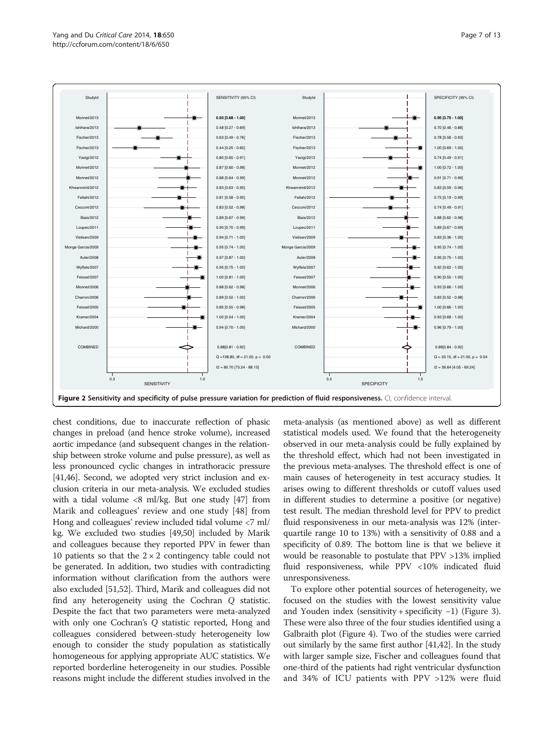**Figure 2 Sensitivity and specificity of pulse pressure variation for prediction of fluid responsiveness.** CI, confidence interval.

chest conditions, due to inaccurate reflection of phasic changes in preload (and hence stroke volume), increased aortic impedance (and subsequent changes in the relationship between stroke volume and pulse pressure), as well as less pronounced cyclic changes in intrathoracic pressure [41,46]. Second, we adopted very strict inclusion and exclusion criteria in our meta-analysis. We excluded studies with a tidal volume <8 ml/kg. But one study [47] from Marik and colleagues' review and one study [48] from Hong and colleagues' review included tidal volume <7 ml/kg. We excluded two studies [49,50] included by Marik and colleagues because they reported PPV in fewer than 10 patients so that the $2 \times 2$ contingency table could not be generated. In addition, two studies with contradicting information without clarification from the authors were also excluded [51,52]. Third, Marik and colleagues did not find any heterogeneity using the Cochran $Q$ statistic. Despite the fact that two parameters were meta-analyzed with only one Cochran's $Q$ statistic reported, Hong and colleagues considered between-study heterogeneity low enough to consider the study population as statistically homogeneous for applying appropriate AUC statistics. We reported borderline heterogeneity in our studies. Possible reasons might include the different studies involved in the meta-analysis (as mentioned above) as well as different statistical models used. We found that the heterogeneity observed in our meta-analysis could be fully explained by the threshold effect, which had not been investigated in the previous meta-analyses. The threshold effect is one of main causes of heterogeneity in test accuracy studies. It arises owing to different thresholds or cutoff values used in different studies to determine a positive (or negative) test result. The median threshold level for PPV to predict fluid responsiveness in our meta-analysis was 12% (interquartile range 10 to 13%) with a sensitivity of 0.88 and a specificity of 0.89. The bottom line is that we believe it would be reasonable to postulate that PPV >13% implied fluid responsiveness, while PPV <10% indicated fluid unresponsiveness.

To explore other potential sources of heterogeneity, we focused on the studies with the lowest sensitivity value and Youden index (sensitivity + specificity −1) (Figure 3). These were also three of the four studies identified using a Galbraith plot (Figure 4). Two of the studies were carried out similarly by the same first author [41,42]. In the study with larger sample size, Fischer and colleagues found that one-third of the patients had right ventricular dysfunction and 34% of ICU patients with PPV >12% were fluid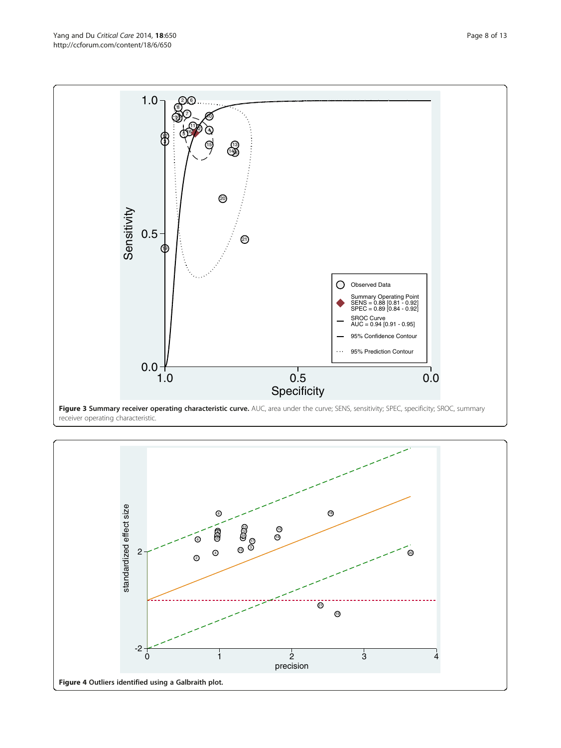**Figure 3 Summary receiver operating characteristic curve.** AUC, area under the curve; SENS, sensitivity; SPEC, specificity; SROC, summary receiver operating characteristic.

**Figure 4 Outliers identified using a Galbraith plot.**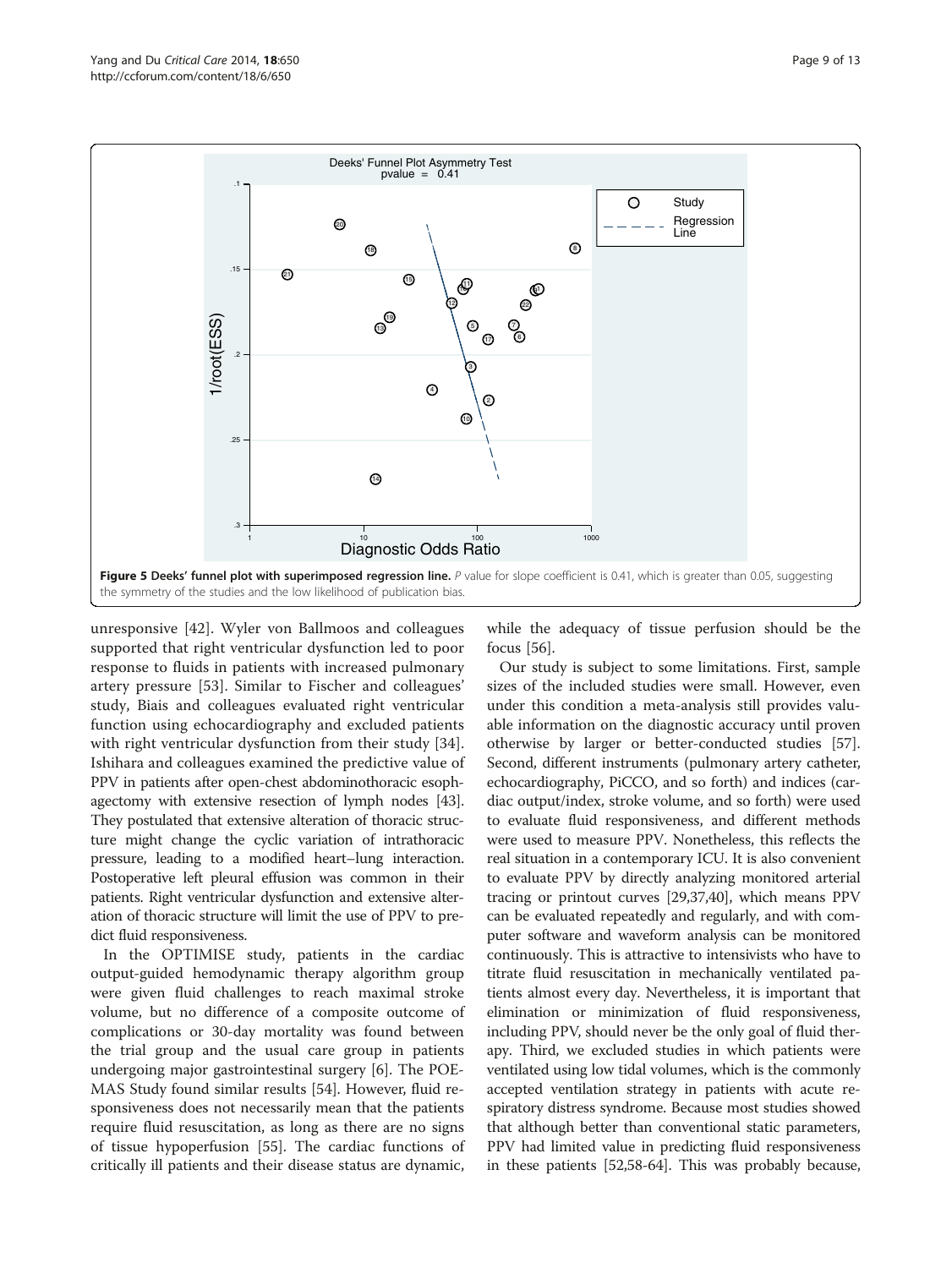**Figure 5 Deeks' funnel plot with superimposed regression line.** *P* value for slope coefficient is 0.41, which is greater than 0.05, suggesting the symmetry of the studies and the low likelihood of publication bias.

unresponsive [42]. Wyler von Ballmoos and colleagues supported that right ventricular dysfunction led to poor response to fluids in patients with increased pulmonary artery pressure [53]. Similar to Fischer and colleagues' study, Biais and colleagues evaluated right ventricular function using echocardiography and excluded patients with right ventricular dysfunction from their study [34]. Ishihara and colleagues examined the predictive value of PPV in patients after open-chest abdominothoracic esophagectomy with extensive resection of lymph nodes [43]. They postulated that extensive alteration of thoracic structure might change the cyclic variation of intrathoracic pressure, leading to a modified heart–lung interaction. Postoperative left pleural effusion was common in their patients. Right ventricular dysfunction and extensive alteration of thoracic structure will limit the use of PPV to predict fluid responsiveness.

In the OPTIMISE study, patients in the cardiac output-guided hemodynamic therapy algorithm group were given fluid challenges to reach maximal stroke volume, but no difference of a composite outcome of complications or 30-day mortality was found between the trial group and the usual care group in patients undergoing major gastrointestinal surgery [6]. The POEMAS Study found similar results [54]. However, fluid responsiveness does not necessarily mean that the patients require fluid resuscitation, as long as there are no signs of tissue hypoperfusion [55]. The cardiac functions of critically ill patients and their disease status are dynamic, while the adequacy of tissue perfusion should be the focus [56].

Our study is subject to some limitations. First, sample sizes of the included studies were small. However, even under this condition a meta-analysis still provides valuable information on the diagnostic accuracy until proven otherwise by larger or better-conducted studies [57]. Second, different instruments (pulmonary artery catheter, echocardiography, PiCCO, and so forth) and indices (cardiac output/index, stroke volume, and so forth) were used to evaluate fluid responsiveness, and different methods were used to measure PPV. Nonetheless, this reflects the real situation in a contemporary ICU. It is also convenient to evaluate PPV by directly analyzing monitored arterial tracing or printout curves [29,37,40], which means PPV can be evaluated repeatedly and regularly, and with computer software and waveform analysis can be monitored continuously. This is attractive to intensivists who have to titrate fluid resuscitation in mechanically ventilated patients almost every day. Nevertheless, it is important that elimination or minimization of fluid responsiveness, including PPV, should never be the only goal of fluid therapy. Third, we excluded studies in which patients were ventilated using low tidal volumes, which is the commonly accepted ventilation strategy in patients with acute respiratory distress syndrome. Because most studies showed that although better than conventional static parameters, PPV had limited value in predicting fluid responsiveness in these patients [52,58-64]. This was probably because,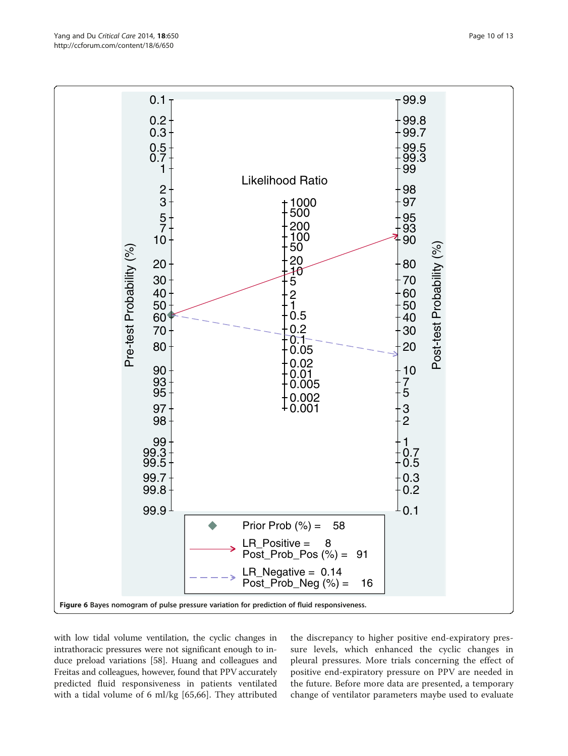Figure 6 Bayes nomogram of pulse pressure variation for prediction of fluid responsiveness.

with low tidal volume ventilation, the cyclic changes in intrathoracic pressures were not significant enough to induce preload variations [58]. Huang and colleagues and Freitas and colleagues, however, found that PPV accurately predicted fluid responsiveness in patients ventilated with a tidal volume of 6 ml/kg [65,66]. They attributed the discrepancy to higher positive end-expiratory pressure levels, which enhanced the cyclic changes in pleural pressures. More trials concerning the effect of positive end-expiratory pressure on PPV are needed in the future. Before more data are presented, a temporary change of ventilator parameters maybe used to evaluate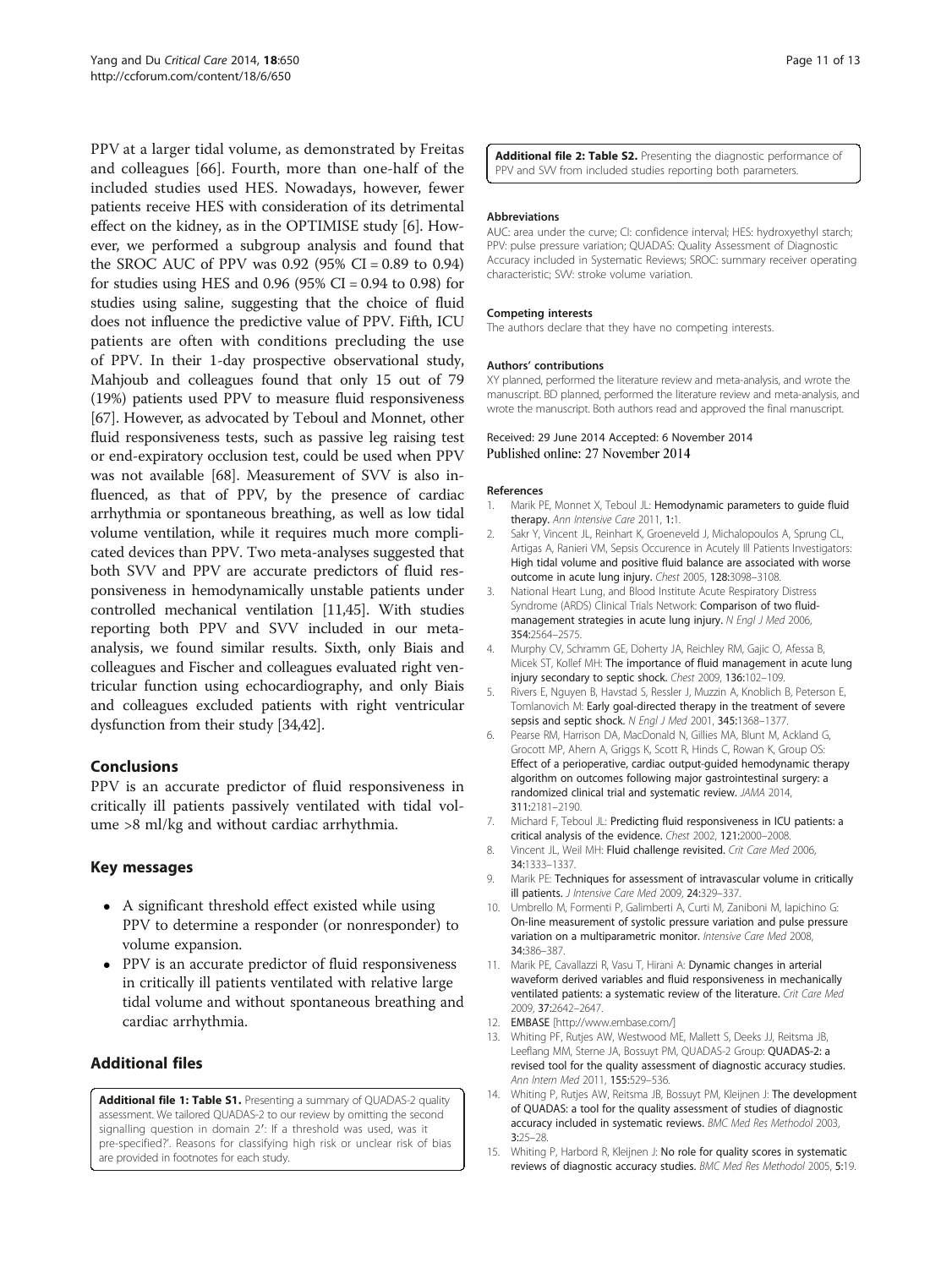PPV at a larger tidal volume, as demonstrated by Freitas and colleagues [66]. Fourth, more than one-half of the included studies used HES. Nowadays, however, fewer patients receive HES with consideration of its detrimental effect on the kidney, as in the OPTIMISE study [6]. However, we performed a subgroup analysis and found that the SROC AUC of PPV was 0.92 (95% CI = 0.89 to 0.94) for studies using HES and 0.96 (95% CI = 0.94 to 0.98) for studies using saline, suggesting that the choice of fluid does not influence the predictive value of PPV. Fifth, ICU patients are often with conditions precluding the use of PPV. In their 1-day prospective observational study, Mahjoub and colleagues found that only 15 out of 79 (19%) patients used PPV to measure fluid responsiveness [67]. However, as advocated by Teboul and Monnet, other fluid responsiveness tests, such as passive leg raising test or end-expiratory occlusion test, could be used when PPV was not available [68]. Measurement of SVV is also influenced, as that of PPV, by the presence of cardiac arrhythmia or spontaneous breathing, as well as low tidal volume ventilation, while it requires much more complicated devices than PPV. Two meta-analyses suggested that both SVV and PPV are accurate predictors of fluid responsiveness in hemodynamically unstable patients under controlled mechanical ventilation [11,45]. With studies reporting both PPV and SVV included in our meta-analysis, we found similar results. Sixth, only Biais and colleagues and Fischer and colleagues evaluated right ventricular function using echocardiography, and only Biais and colleagues excluded patients with right ventricular dysfunction from their study [34,42].

## Conclusions

PPV is an accurate predictor of fluid responsiveness in critically ill patients passively ventilated with tidal volume >8 ml/kg and without cardiac arrhythmia.

## Key messages

- A significant threshold effect existed while using PPV to determine a responder (or nonresponder) to volume expansion.
- PPV is an accurate predictor of fluid responsiveness in critically ill patients ventilated with relative large tidal volume and without spontaneous breathing and cardiac arrhythmia.

## Additional files

**Additional file 1: Table S1.** Presenting a summary of QUADAS-2 quality assessment. We tailored QUADAS-2 to our review by omitting the second signalling question in domain 2′: If a threshold was used, was it pre-specified?′. Reasons for classifying high risk or unclear risk of bias are provided in footnotes for each study.

**Additional file 2: Table S2.** Presenting the diagnostic performance of PPV and SVV from included studies reporting both parameters.

#### Abbreviations

AUC: area under the curve; CI: confidence interval; HES: hydroxyethyl starch; PPV: pulse pressure variation; QUADAS: Quality Assessment of Diagnostic Accuracy included in Systematic Reviews; SROC: summary receiver operating characteristic; SVV: stroke volume variation.

#### Competing interests

The authors declare that they have no competing interests.

#### Authors' contributions

XY planned, performed the literature review and meta-analysis, and wrote the manuscript. BD planned, performed the literature review and meta-analysis, and wrote the manuscript. Both authors read and approved the final manuscript.

Received: 29 June 2014 Accepted: 6 November 2014
Published online: 27 November 2014

#### References

1. Marik PE, Monnet X, Teboul JL: **Hemodynamic parameters to guide fluid therapy.** *Ann Intensive Care* 2011, **1**:1.
2. Sakr Y, Vincent JL, Reinhart K, Groeneveld J, Michalopoulos A, Sprung CL, Artigas A, Ranieri VM, Sepsis Occurence in Acutely Ill Patients Investigators: **High tidal volume and positive fluid balance are associated with worse outcome in acute lung injury.** *Chest* 2005, **128**:3098–3108.
3. National Heart Lung, and Blood Institute Acute Respiratory Distress Syndrome (ARDS) Clinical Trials Network: **Comparison of two fluid-management strategies in acute lung injury.** *N Engl J Med* 2006, **354**:2564–2575.
4. Murphy CV, Schramm GE, Doherty JA, Reichley RM, Gajic O, Afessa B, Micek ST, Kollef MH: **The importance of fluid management in acute lung injury secondary to septic shock.** *Chest* 2009, **136**:102–109.
5. Rivers E, Nguyen B, Havstad S, Ressler J, Muzzin A, Knoblich B, Peterson E, Tomlanovich M: **Early goal-directed therapy in the treatment of severe sepsis and septic shock.** *N Engl J Med* 2001, **345**:1368–1377.
6. Pearse RM, Harrison DA, MacDonald N, Gillies MA, Blunt M, Ackland G, Grocott MP, Ahern A, Griggs K, Scott R, Hinds C, Rowan K, Group OS: **Effect of a perioperative, cardiac output-guided hemodynamic therapy algorithm on outcomes following major gastrointestinal surgery: a randomized clinical trial and systematic review.** *JAMA* 2014, **311**:2181–2190.
7. Michard F, Teboul JL: **Predicting fluid responsiveness in ICU patients: a critical analysis of the evidence.** *Chest* 2002, **121**:2000–2008.
8. Vincent JL, Weil MH: **Fluid challenge revisited.** *Crit Care Med* 2006, **34**:1333–1337.
9. Marik PE: **Techniques for assessment of intravascular volume in critically ill patients.** *J Intensive Care Med* 2009, **24**:329–337.
10. Umbrello M, Formenti P, Galimberti A, Curti M, Zaniboni M, Iapichino G: **On-line measurement of systolic pressure variation and pulse pressure variation on a multiparametric monitor.** *Intensive Care Med* 2008, **34**:386–387.
11. Marik PE, Cavallazzi R, Vasu T, Hirani A: **Dynamic changes in arterial waveform derived variables and fluid responsiveness in mechanically ventilated patients: a systematic review of the literature.** *Crit Care Med* 2009, **37**:2642–2647.
12. **EMBASE** [http://www.embase.com/]
13. Whiting PF, Rutjes AW, Westwood ME, Mallett S, Deeks JJ, Reitsma JB, Leeflang MM, Sterne JA, Bossuyt PM, QUADAS-2 Group: **QUADAS-2: a revised tool for the quality assessment of diagnostic accuracy studies.** *Ann Intern Med* 2011, **155**:529–536.
14. Whiting P, Rutjes AW, Reitsma JB, Bossuyt PM, Kleijnen J: **The development of QUADAS: a tool for the quality assessment of studies of diagnostic accuracy included in systematic reviews.** *BMC Med Res Methodol* 2003, **3**:25–28.
15. Whiting P, Harbord R, Kleijnen J: **No role for quality scores in systematic reviews of diagnostic accuracy studies.** *BMC Med Res Methodol* 2005, **5**:19.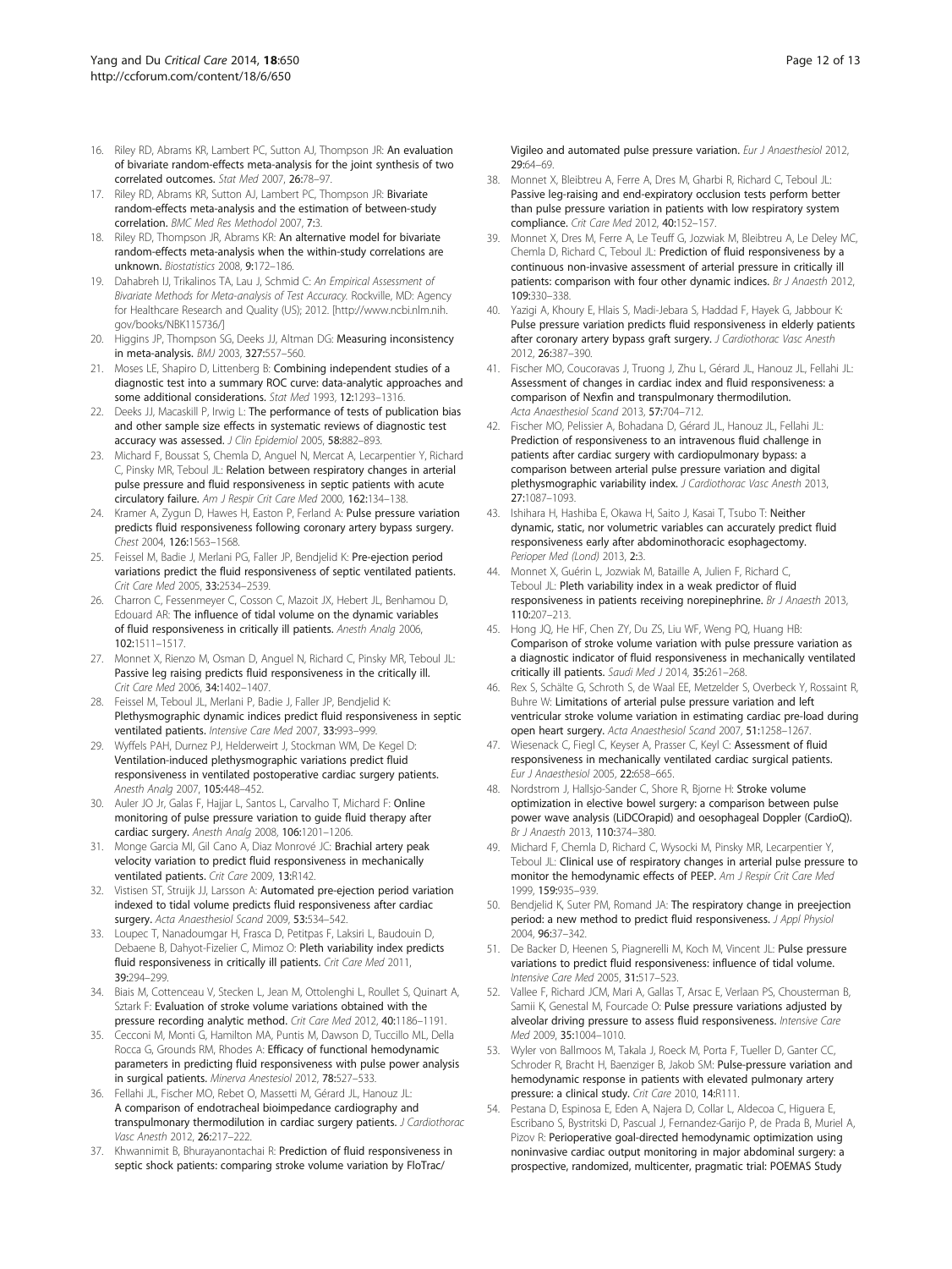16. Riley RD, Abrams KR, Lambert PC, Sutton AJ, Thompson JR: **An evaluation of bivariate random-effects meta-analysis for the joint synthesis of two correlated outcomes.** *Stat Med* 2007, **26:**78–97.
17. Riley RD, Abrams KR, Sutton AJ, Lambert PC, Thompson JR: **Bivariate random-effects meta-analysis and the estimation of between-study correlation.** *BMC Med Res Methodol* 2007, **7:**3.
18. Riley RD, Thompson JR, Abrams KR: **An alternative model for bivariate random-effects meta-analysis when the within-study correlations are unknown.** *Biostatistics* 2008, **9:**172–186.
19. Dahabreh IJ, Trikalinos TA, Lau J, Schmid C: *An Empirical Assessment of Bivariate Methods for Meta-analysis of Test Accuracy.* Rockville, MD: Agency for Healthcare Research and Quality (US); 2012. [http://www.ncbi.nlm.nih.gov/books/NBK115736/]
20. Higgins JP, Thompson SG, Deeks JJ, Altman DG: **Measuring inconsistency in meta-analysis.** *BMJ* 2003, **327:**557–560.
21. Moses LE, Shapiro D, Littenberg B: **Combining independent studies of a diagnostic test into a summary ROC curve: data-analytic approaches and some additional considerations.** *Stat Med* 1993, **12:**1293–1316.
22. Deeks JJ, Macaskill P, Irwig L: **The performance of tests of publication bias and other sample size effects in systematic reviews of diagnostic test accuracy was assessed.** *J Clin Epidemiol* 2005, **58:**882–893.
23. Michard F, Boussat S, Chemla D, Anguel N, Mercat A, Lecarpentier Y, Richard C, Pinsky MR, Teboul JL: **Relation between respiratory changes in arterial pulse pressure and fluid responsiveness in septic patients with acute circulatory failure.** *Am J Respir Crit Care Med* 2000, **162:**134–138.
24. Kramer A, Zygun D, Hawes H, Easton P, Ferland A: **Pulse pressure variation predicts fluid responsiveness following coronary artery bypass surgery.** *Chest* 2004, **126:**1563–1568.
25. Feissel M, Badie J, Merlani PG, Faller JP, Bendjelid K: **Pre-ejection period variations predict the fluid responsiveness of septic ventilated patients.** *Crit Care Med* 2005, **33:**2534–2539.
26. Charron C, Fessenmeyer C, Cosson C, Mazoit JX, Hebert JL, Benhamou D, Edouard AR: **The influence of tidal volume on the dynamic variables of fluid responsiveness in critically ill patients.** *Anesth Analg* 2006, **102:**1511–1517.
27. Monnet X, Rienzo M, Osman D, Anguel N, Richard C, Pinsky MR, Teboul JL: **Passive leg raising predicts fluid responsiveness in the critically ill.** *Crit Care Med* 2006, **34:**1402–1407.
28. Feissel M, Teboul JL, Merlani P, Badie J, Faller JP, Bendjelid K: **Plethysmographic dynamic indices predict fluid responsiveness in septic ventilated patients.** *Intensive Care Med* 2007, **33:**993–999.
29. Wyffels PAH, Durnez PJ, Helderweirt J, Stockman WM, De Kegel D: **Ventilation-induced plethysmographic variations predict fluid responsiveness in ventilated postoperative cardiac surgery patients.** *Anesth Analg* 2007, **105:**448–452.
30. Auler JO Jr, Galas F, Hajjar L, Santos L, Carvalho T, Michard F: **Online monitoring of pulse pressure variation to guide fluid therapy after cardiac surgery.** *Anesth Analg* 2008, **106:**1201–1206.
31. Monge Garcia MI, Gil Cano A, Diaz Monrové JC: **Brachial artery peak velocity variation to predict fluid responsiveness in mechanically ventilated patients.** *Crit Care* 2009, **13:**R142.
32. Vistisen ST, Struijk JJ, Larsson A: **Automated pre-ejection period variation indexed to tidal volume predicts fluid responsiveness after cardiac surgery.** *Acta Anaesthesiol Scand* 2009, **53:**534–542.
33. Loupec T, Nanadoumgar H, Frasca D, Petitpas F, Laksiri L, Baudouin D, Debaene B, Dahyot-Fizelier C, Mimoz O: **Pleth variability index predicts fluid responsiveness in critically ill patients.** *Crit Care Med* 2011, **39:**294–299.
34. Biais M, Cottenceau V, Stecken L, Jean M, Ottolenghi L, Roullet S, Quinart A, Sztark F: **Evaluation of stroke volume variations obtained with the pressure recording analytic method.** *Crit Care Med* 2012, **40:**1186–1191.
35. Cecconi M, Monti G, Hamilton MA, Puntis M, Dawson D, Tuccillo ML, Della Rocca G, Grounds RM, Rhodes A: **Efficacy of functional hemodynamic parameters in predicting fluid responsiveness with pulse power analysis in surgical patients.** *Minerva Anestesiol* 2012, **78:**527–533.
36. Fellahi JL, Fischer MO, Rebet O, Massetti M, Gérard JL, Hanouz JL: **A comparison of endotracheal bioimpedance cardiography and transpulmonary thermodilution in cardiac surgery patients.** *J Cardiothorac Vasc Anesth* 2012, **26:**217–222.
37. Khwannimit B, Bhurayanontachai R: **Prediction of fluid responsiveness in septic shock patients: comparing stroke volume variation by FloTrac/Vigileo and automated pulse pressure variation.** *Eur J Anaesthesiol* 2012, **29:**64–69.
38. Monnet X, Bleibtreu A, Ferre A, Dres M, Gharbi R, Richard C, Teboul JL: **Passive leg-raising and end-expiratory occlusion tests perform better than pulse pressure variation in patients with low respiratory system compliance.** *Crit Care Med* 2012, **40:**152–157.
39. Monnet X, Dres M, Ferre A, Le Teuff G, Jozwiak M, Bleibtreu A, Le Deley MC, Chemla D, Richard C, Teboul JL: **Prediction of fluid responsiveness by a continuous non-invasive assessment of arterial pressure in critically ill patients: comparison with four other dynamic indices.** *Br J Anaesth* 2012, **109:**330–338.
40. Yazigi A, Khoury E, Hlais S, Madi-Jebara S, Haddad F, Hayek G, Jabbour K: **Pulse pressure variation predicts fluid responsiveness in elderly patients after coronary artery bypass graft surgery.** *J Cardiothorac Vasc Anesth* 2012, **26:**387–390.
41. Fischer MO, Coucoravas J, Truong J, Zhu L, Gérard JL, Hanouz JL, Fellahi JL: **Assessment of changes in cardiac index and fluid responsiveness: a comparison of Nexfin and transpulmonary thermodilution.** *Acta Anaesthesiol Scand* 2013, **57:**704–712.
42. Fischer MO, Pelissier A, Bohadana D, Gérard JL, Hanouz JL, Fellahi JL: **Prediction of responsiveness to an intravenous fluid challenge in patients after cardiac surgery with cardiopulmonary bypass: a comparison between arterial pulse pressure variation and digital plethysmographic variability index.** *J Cardiothorac Vasc Anesth* 2013, **27:**1087–1093.
43. Ishihara H, Hashiba E, Okawa H, Saito J, Kasai T, Tsubo T: **Neither dynamic, static, nor volumetric variables can accurately predict fluid responsiveness early after abdominothoracic esophagectomy.** *Perioper Med (Lond)* 2013, **2:**3.
44. Monnet X, Guérin L, Jozwiak M, Bataille A, Julien F, Richard C, Teboul JL: **Pleth variability index is a weak predictor of fluid responsiveness in patients receiving norepinephrine.** *Br J Anaesth* 2013, **110:**207–213.
45. Hong JQ, He HF, Chen ZY, Du ZS, Liu WF, Weng PQ, Huang HB: **Comparison of stroke volume variation with pulse pressure variation as a diagnostic indicator of fluid responsiveness in mechanically ventilated critically ill patients.** *Saudi Med J* 2014, **35:**261–268.
46. Rex S, Schälte G, Schroth S, de Waal EE, Metzelder S, Overbeck Y, Rossaint R, Buhre W: **Limitations of arterial pulse pressure variation and left ventricular stroke volume variation in estimating cardiac pre-load during open heart surgery.** *Acta Anaesthesiol Scand* 2007, **51:**1258–1267.
47. Wiesenack C, Fiegl C, Keyser A, Prasser C, Keyl C: **Assessment of fluid responsiveness in mechanically ventilated cardiac surgical patients.** *Eur J Anaesthesiol* 2005, **22:**658–665.
48. Nordstrom J, Hallsjo-Sander C, Shore R, Bjorne H: **Stroke volume optimization in elective bowel surgery: a comparison between pulse power wave analysis (LiDCOrapid) and oesophageal Doppler (CardioQ).** *Br J Anaesth* 2013, **110:**374–380.
49. Michard F, Chemla D, Richard C, Wysocki M, Pinsky MR, Lecarpentier Y, Teboul JL: **Clinical use of respiratory changes in arterial pulse pressure to monitor the hemodynamic effects of PEEP.** *Am J Respir Crit Care Med* 1999, **159:**935–939.
50. Bendjelid K, Suter PM, Romand JA: **The respiratory change in preejection period: a new method to predict fluid responsiveness.** *J Appl Physiol* 2004, **96:**37–342.
51. De Backer D, Heenen S, Piagnerelli M, Koch M, Vincent JL: **Pulse pressure variations to predict fluid responsiveness: influence of tidal volume.** *Intensive Care Med* 2005, **31:**517–523.
52. Vallee F, Richard JCM, Mari A, Gallas T, Arsac E, Verlaan PS, Chousterman B, Samii K, Genestal M, Fourcade O: **Pulse pressure variations adjusted by alveolar driving pressure to assess fluid responsiveness.** *Intensive Care Med* 2009, **35:**1004–1010.
53. Wyler von Ballmoos M, Takala J, Roeck M, Porta F, Tueller D, Ganter CC, Schroder R, Bracht H, Baenziger B, Jakob SM: **Pulse-pressure variation and hemodynamic response in patients with elevated pulmonary artery pressure: a clinical study.** *Crit Care* 2010, **14:**R111.
54. Pestana D, Espinosa E, Eden A, Najera D, Collar L, Aldecoa C, Higuera E, Escribano S, Bystritski D, Pascual J, Fernandez-Garijo P, de Prada B, Muriel A, Pizov R: **Perioperative goal-directed hemodynamic optimization using noninvasive cardiac output monitoring in major abdominal surgery: a prospective, randomized, multicenter, pragmatic trial: POEMAS Study**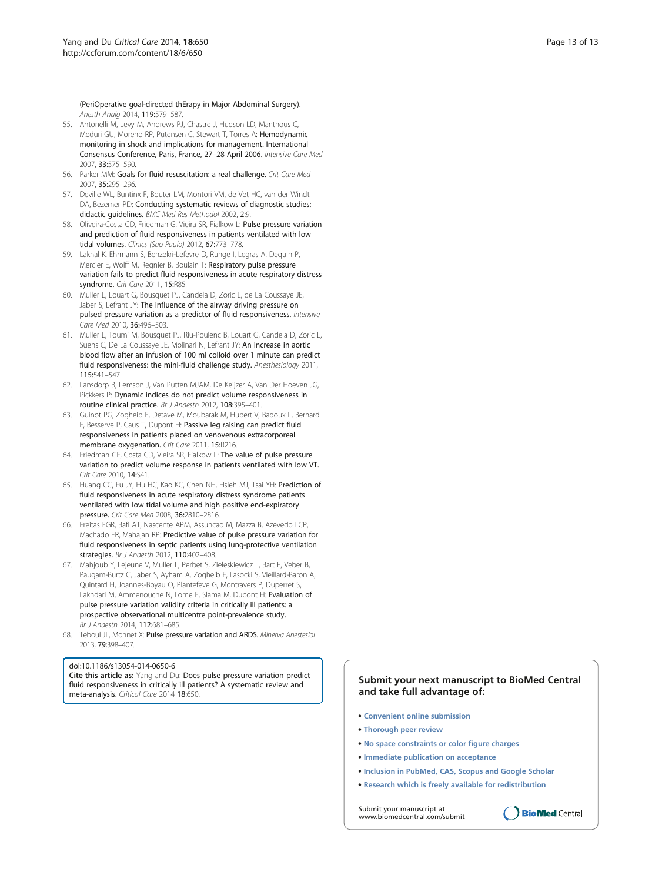(PeriOperative goal-directed thErapy in Major Abdominal Surgery). *Anesth Analg* 2014, **119:**579–587.

55. Antonelli M, Levy M, Andrews PJ, Chastre J, Hudson LD, Manthous C, Meduri GU, Moreno RP, Putensen C, Stewart T, Torres A: **Hemodynamic monitoring in shock and implications for management. International Consensus Conference, Paris, France, 27–28 April 2006.** *Intensive Care Med* 2007, **33:**575–590.
56. Parker MM: **Goals for fluid resuscitation: a real challenge.** *Crit Care Med* 2007, **35:**295–296.
57. Deville WL, Buntinx F, Bouter LM, Montori VM, de Vet HC, van der Windt DA, Bezemer PD: **Conducting systematic reviews of diagnostic studies: didactic guidelines.** *BMC Med Res Methodol* 2002, **2:**9.
58. Oliveira-Costa CD, Friedman G, Vieira SR, Fialkow L: **Pulse pressure variation and prediction of fluid responsiveness in patients ventilated with low tidal volumes.** *Clinics (Sao Paulo)* 2012, **67:**773–778.
59. Lakhal K, Ehrmann S, Benzekri-Lefevre D, Runge I, Legras A, Dequin P, Mercier E, Wolff M, Regnier B, Boulain T: **Respiratory pulse pressure variation fails to predict fluid responsiveness in acute respiratory distress syndrome.** *Crit Care* 2011, **15:**R85.
60. Muller L, Louart G, Bousquet PJ, Candela D, Zoric L, de La Coussaye JE, Jaber S, Lefrant JY: **The influence of the airway driving pressure on pulsed pressure variation as a predictor of fluid responsiveness.** *Intensive Care Med* 2010, **36:**496–503.
61. Muller L, Toumi M, Bousquet PJ, Riu-Poulenc B, Louart G, Candela D, Zoric L, Suehs C, De La Coussaye JE, Molinari N, Lefrant JY: **An increase in aortic blood flow after an infusion of 100 ml colloid over 1 minute can predict fluid responsiveness: the mini-fluid challenge study.** *Anesthesiology* 2011, **115:**541–547.
62. Lansdorp B, Lemson J, Van Putten MJAM, De Keijzer A, Van Der Hoeven JG, Pickkers P: **Dynamic indices do not predict volume responsiveness in routine clinical practice.** *Br J Anaesth* 2012, **108:**395–401.
63. Guinot PG, Zogheib E, Detave M, Moubarak M, Hubert V, Badoux L, Bernard E, Besserve P, Caus T, Dupont H: **Passive leg raising can predict fluid responsiveness in patients placed on venovenous extracorporeal membrane oxygenation.** *Crit Care* 2011, **15:**R216.
64. Friedman GF, Costa CD, Vieira SR, Fialkow L: **The value of pulse pressure variation to predict volume response in patients ventilated with low VT.** *Crit Care* 2010, **14:**S41.
65. Huang CC, Fu JY, Hu HC, Kao KC, Chen NH, Hsieh MJ, Tsai YH: **Prediction of fluid responsiveness in acute respiratory distress syndrome patients ventilated with low tidal volume and high positive end-expiratory pressure.** *Crit Care Med* 2008, **36:**2810–2816.
66. Freitas FGR, Bafi AT, Nascente APM, Assuncao M, Mazza B, Azevedo LCP, Machado FR, Mahajan RP: **Predictive value of pulse pressure variation for fluid responsiveness in septic patients using lung-protective ventilation strategies.** *Br J Anaesth* 2012, **110:**402–408.
67. Mahjoub Y, Lejeune V, Muller L, Perbet S, Zieleskiewicz L, Bart F, Veber B, Paugam-Burtz C, Jaber S, Ayham A, Zogheib E, Lasocki S, Vieillard-Baron A, Quintard H, Joannes-Boyau O, Plantefeve G, Montravers P, Duperret S, Lakhdari M, Ammenouche N, Lorne E, Slama M, Dupont H: **Evaluation of pulse pressure variation validity criteria in critically ill patients: a prospective observational multicentre point-prevalence study.** *Br J Anaesth* 2014, **112:**681–685.
68. Teboul JL, Monnet X: **Pulse pressure variation and ARDS.** *Minerva Anestesiol* 2013, **79:**398–407.

doi:10.1186/s13054-014-0650-6
**Cite this article as:** Yang and Du: Does pulse pressure variation predict fluid responsiveness in critically ill patients? A systematic review and meta-analysis. *Critical Care* 2014 **18**:650.

**Submit your next manuscript to BioMed Central and take full advantage of:**

- **Convenient online submission**
- **Thorough peer review**
- **No space constraints or color figure charges**
- **Immediate publication on acceptance**
- **Inclusion in PubMed, CAS, Scopus and Google Scholar**
- **Research which is freely available for redistribution**

Submit your manuscript at
www.biomedcentral.com/submit

BioMed Central